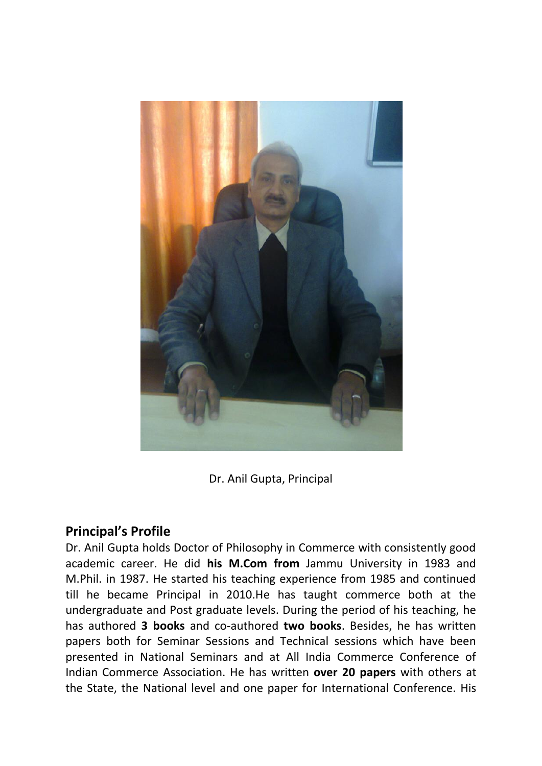Dr. Anil Gupta, Principal

## Principal's Profile

Dr. Anil Gupta holds Doctor of Philosophy in Commerce with consistently good academic career. He did **his M.Com from** Jammu University in 1983 and M.Phil. in 1987. He started his teaching experience from 1985 and continued till he became Principal in 2010.He has taught commerce both at the undergraduate and Post graduate levels. During the period of his teaching, he has authored **3 books** and co-authored **two books**. Besides, he has written papers both for Seminar Sessions and Technical sessions which have been presented in National Seminars and at All India Commerce Conference of Indian Commerce Association. He has written **over 20 papers** with others at the State, the National level and one paper for International Conference. His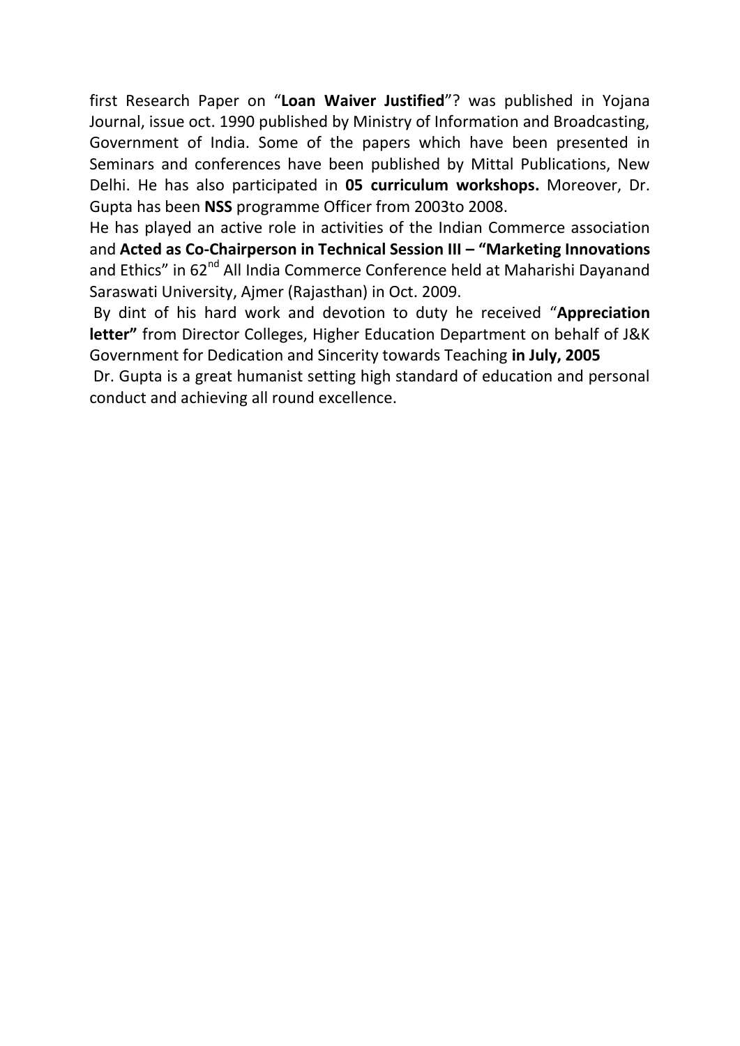first Research Paper on "**Loan Waiver Justified**"? was published in Yojana Journal, issue oct. 1990 published by Ministry of Information and Broadcasting, Government of India. Some of the papers which have been presented in Seminars and conferences have been published by Mittal Publications, New Delhi. He has also participated in **05 curriculum workshops.** Moreover, Dr. Gupta has been **NSS** programme Officer from 2003to 2008.

He has played an active role in activities of the Indian Commerce association and **Acted as Co-Chairperson in Technical Session III – "Marketing Innovations** and Ethics" in 62nd All India Commerce Conference held at Maharishi Dayanand Saraswati University, Ajmer (Rajasthan) in Oct. 2009.

By dint of his hard work and devotion to duty he received "**Appreciation letter"** from Director Colleges, Higher Education Department on behalf of J&K Government for Dedication and Sincerity towards Teaching **in July, 2005**

Dr. Gupta is a great humanist setting high standard of education and personal conduct and achieving all round excellence.